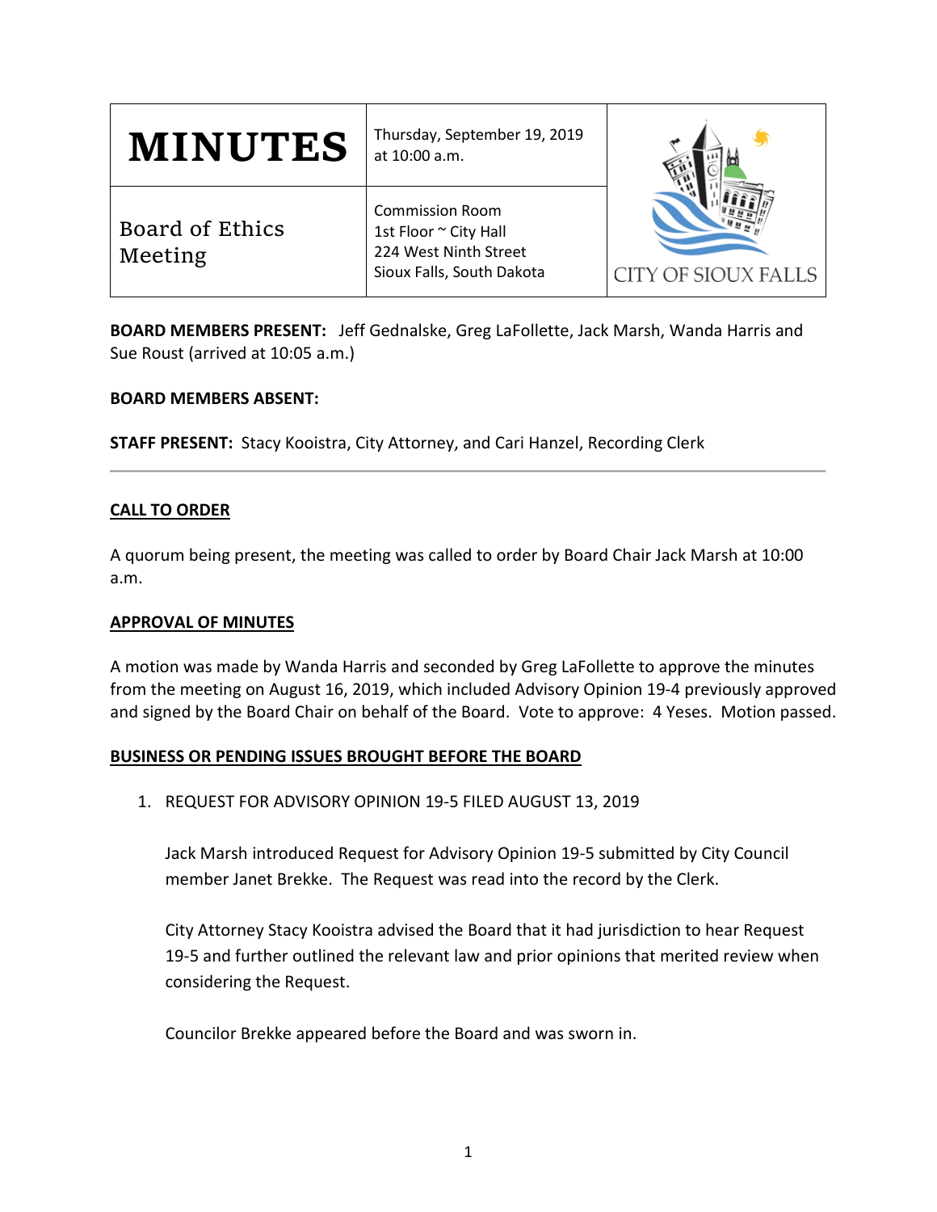| **MINUTES** | Thursday, September 19, 2019 at 10:00 a.m. | CITY OF SIOUX FALLS |
| --- | --- | --- |
| Board of Ethics Meeting | Commission Room<br>1st Floor ~ City Hall<br>224 West Ninth Street<br>Sioux Falls, South Dakota | |

**BOARD MEMBERS PRESENT:** Jeff Gednalske, Greg LaFollette, Jack Marsh, Wanda Harris and Sue Roust (arrived at 10:05 a.m.)

**BOARD MEMBERS ABSENT:**

**STAFF PRESENT:** Stacy Kooistra, City Attorney, and Cari Hanzel, Recording Clerk

---

**CALL TO ORDER**

A quorum being present, the meeting was called to order by Board Chair Jack Marsh at 10:00 a.m.

**APPROVAL OF MINUTES**

A motion was made by Wanda Harris and seconded by Greg LaFollette to approve the minutes from the meeting on August 16, 2019, which included Advisory Opinion 19-4 previously approved and signed by the Board Chair on behalf of the Board. Vote to approve: 4 Yeses. Motion passed.

**BUSINESS OR PENDING ISSUES BROUGHT BEFORE THE BOARD**

1. REQUEST FOR ADVISORY OPINION 19-5 FILED AUGUST 13, 2019

   Jack Marsh introduced Request for Advisory Opinion 19-5 submitted by City Council member Janet Brekke. The Request was read into the record by the Clerk.

   City Attorney Stacy Kooistra advised the Board that it had jurisdiction to hear Request 19-5 and further outlined the relevant law and prior opinions that merited review when considering the Request.

   Councilor Brekke appeared before the Board and was sworn in.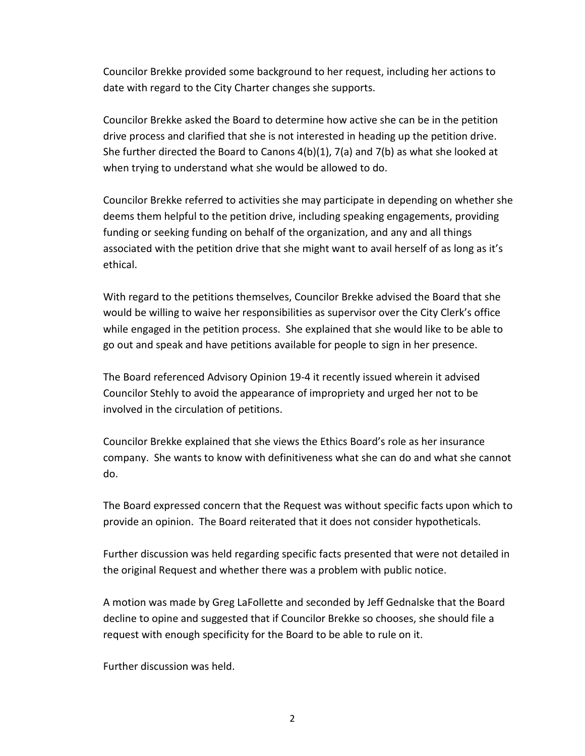Councilor Brekke provided some background to her request, including her actions to date with regard to the City Charter changes she supports.

Councilor Brekke asked the Board to determine how active she can be in the petition drive process and clarified that she is not interested in heading up the petition drive. She further directed the Board to Canons 4(b)(1), 7(a) and 7(b) as what she looked at when trying to understand what she would be allowed to do.

Councilor Brekke referred to activities she may participate in depending on whether she deems them helpful to the petition drive, including speaking engagements, providing funding or seeking funding on behalf of the organization, and any and all things associated with the petition drive that she might want to avail herself of as long as it's ethical.

With regard to the petitions themselves, Councilor Brekke advised the Board that she would be willing to waive her responsibilities as supervisor over the City Clerk's office while engaged in the petition process. She explained that she would like to be able to go out and speak and have petitions available for people to sign in her presence.

The Board referenced Advisory Opinion 19-4 it recently issued wherein it advised Councilor Stehly to avoid the appearance of impropriety and urged her not to be involved in the circulation of petitions.

Councilor Brekke explained that she views the Ethics Board's role as her insurance company. She wants to know with definitiveness what she can do and what she cannot do.

The Board expressed concern that the Request was without specific facts upon which to provide an opinion. The Board reiterated that it does not consider hypotheticals.

Further discussion was held regarding specific facts presented that were not detailed in the original Request and whether there was a problem with public notice.

A motion was made by Greg LaFollette and seconded by Jeff Gednalske that the Board decline to opine and suggested that if Councilor Brekke so chooses, she should file a request with enough specificity for the Board to be able to rule on it.

Further discussion was held.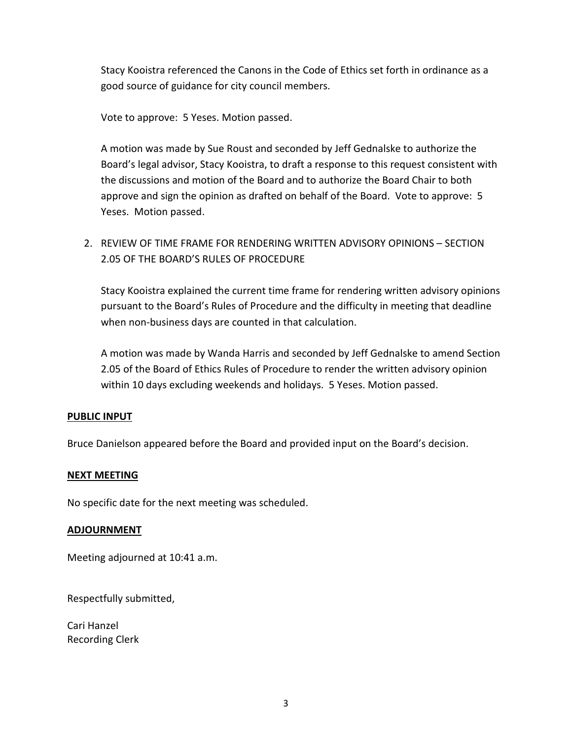Stacy Kooistra referenced the Canons in the Code of Ethics set forth in ordinance as a good source of guidance for city council members.

Vote to approve: 5 Yeses. Motion passed.

A motion was made by Sue Roust and seconded by Jeff Gednalske to authorize the Board's legal advisor, Stacy Kooistra, to draft a response to this request consistent with the discussions and motion of the Board and to authorize the Board Chair to both approve and sign the opinion as drafted on behalf of the Board. Vote to approve: 5 Yeses. Motion passed.

2. REVIEW OF TIME FRAME FOR RENDERING WRITTEN ADVISORY OPINIONS – SECTION 2.05 OF THE BOARD'S RULES OF PROCEDURE

   Stacy Kooistra explained the current time frame for rendering written advisory opinions pursuant to the Board's Rules of Procedure and the difficulty in meeting that deadline when non-business days are counted in that calculation.

   A motion was made by Wanda Harris and seconded by Jeff Gednalske to amend Section 2.05 of the Board of Ethics Rules of Procedure to render the written advisory opinion within 10 days excluding weekends and holidays. 5 Yeses. Motion passed.

**PUBLIC INPUT**

Bruce Danielson appeared before the Board and provided input on the Board's decision.

**NEXT MEETING**

No specific date for the next meeting was scheduled.

**ADJOURNMENT**

Meeting adjourned at 10:41 a.m.

Respectfully submitted,

Cari Hanzel
Recording Clerk